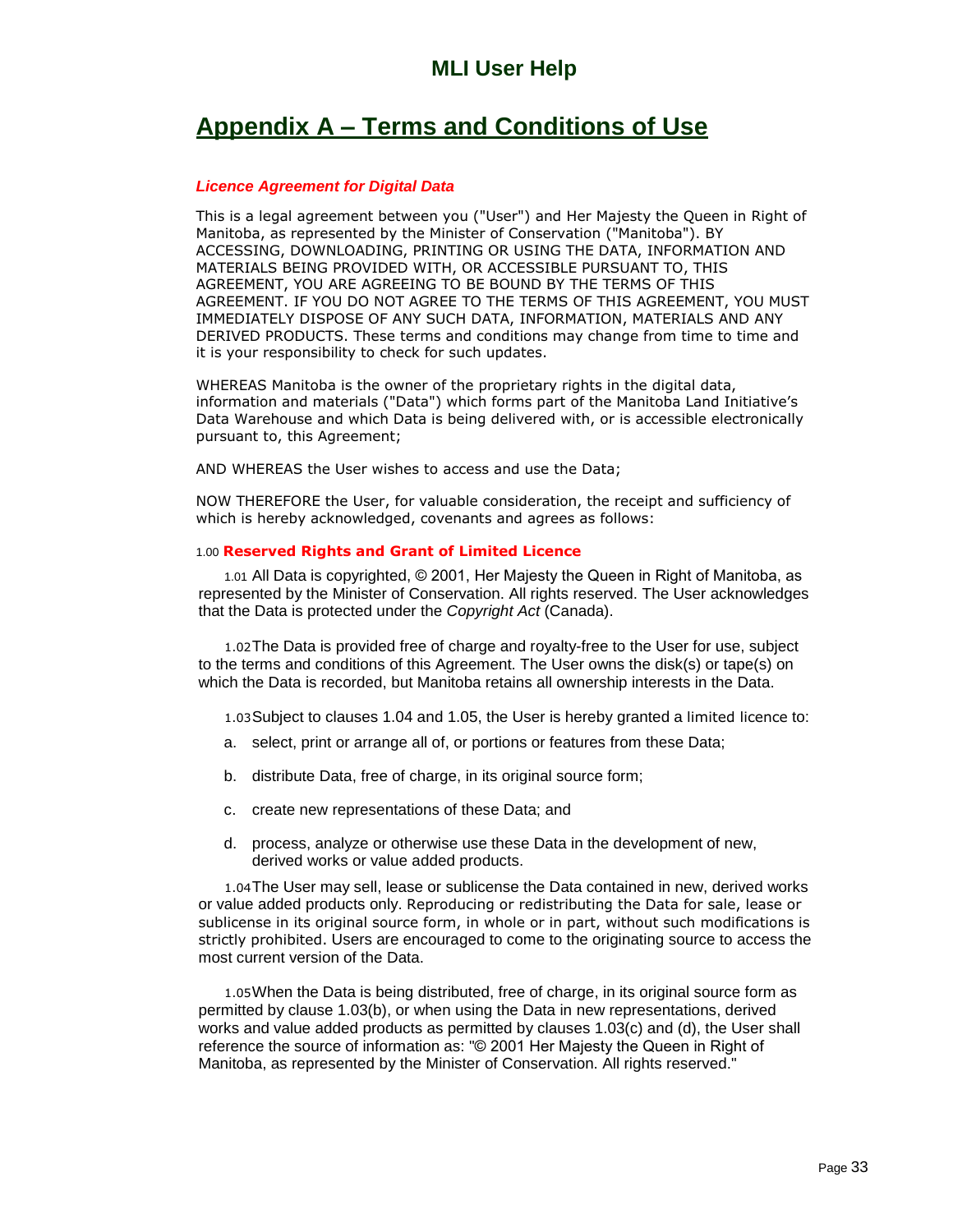# Appendix A – Terms and Conditions of Use

### *Licence Agreement for Digital Data*

This is a legal agreement between you ("User") and Her Majesty the Queen in Right of Manitoba, as represented by the Minister of Conservation ("Manitoba"). BY ACCESSING, DOWNLOADING, PRINTING OR USING THE DATA, INFORMATION AND MATERIALS BEING PROVIDED WITH, OR ACCESSIBLE PURSUANT TO, THIS AGREEMENT, YOU ARE AGREEING TO BE BOUND BY THE TERMS OF THIS AGREEMENT. IF YOU DO NOT AGREE TO THE TERMS OF THIS AGREEMENT, YOU MUST IMMEDIATELY DISPOSE OF ANY SUCH DATA, INFORMATION, MATERIALS AND ANY DERIVED PRODUCTS. These terms and conditions may change from time to time and it is your responsibility to check for such updates.

WHEREAS Manitoba is the owner of the proprietary rights in the digital data, information and materials ("Data") which forms part of the Manitoba Land Initiative's Data Warehouse and which Data is being delivered with, or is accessible electronically pursuant to, this Agreement;

AND WHEREAS the User wishes to access and use the Data;

NOW THEREFORE the User, for valuable consideration, the receipt and sufficiency of which is hereby acknowledged, covenants and agrees as follows:

1.00 **Reserved Rights and Grant of Limited Licence**

1.01 All Data is copyrighted, © 2001, Her Majesty the Queen in Right of Manitoba, as represented by the Minister of Conservation. All rights reserved. The User acknowledges that the Data is protected under the *Copyright Act* (Canada).

1.02 The Data is provided free of charge and royalty-free to the User for use, subject to the terms and conditions of this Agreement. The User owns the disk(s) or tape(s) on which the Data is recorded, but Manitoba retains all ownership interests in the Data.

1.03 Subject to clauses 1.04 and 1.05, the User is hereby granted a limited licence to:

a. select, print or arrange all of, or portions or features from these Data;

b. distribute Data, free of charge, in its original source form;

c. create new representations of these Data; and

d. process, analyze or otherwise use these Data in the development of new, derived works or value added products.

1.04 The User may sell, lease or sublicense the Data contained in new, derived works or value added products only. Reproducing or redistributing the Data for sale, lease or sublicense in its original source form, in whole or in part, without such modifications is strictly prohibited. Users are encouraged to come to the originating source to access the most current version of the Data.

1.05 When the Data is being distributed, free of charge, in its original source form as permitted by clause 1.03(b), or when using the Data in new representations, derived works and value added products as permitted by clauses 1.03(c) and (d), the User shall reference the source of information as: "© 2001 Her Majesty the Queen in Right of Manitoba, as represented by the Minister of Conservation. All rights reserved."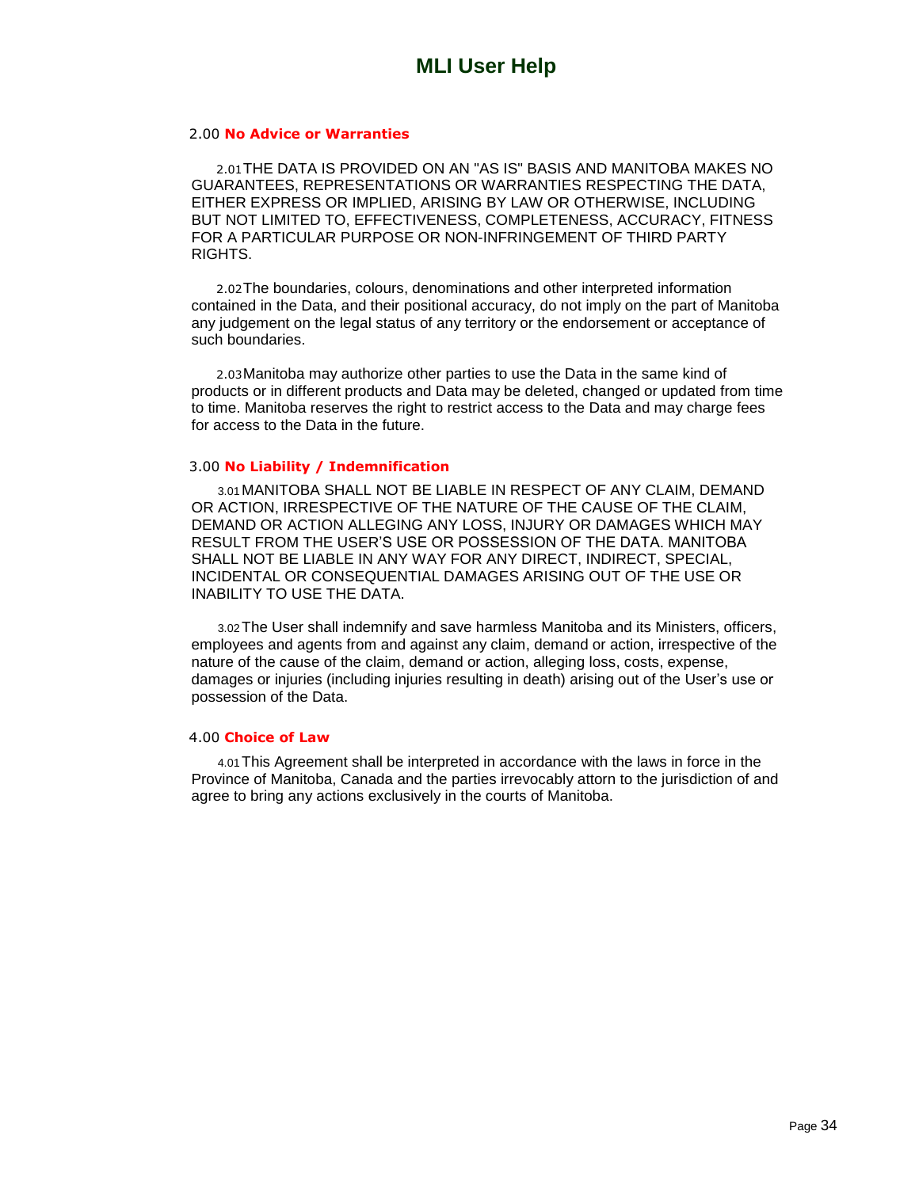## 2.00 **No Advice or Warranties**

2.01 THE DATA IS PROVIDED ON AN "AS IS" BASIS AND MANITOBA MAKES NO GUARANTEES, REPRESENTATIONS OR WARRANTIES RESPECTING THE DATA, EITHER EXPRESS OR IMPLIED, ARISING BY LAW OR OTHERWISE, INCLUDING BUT NOT LIMITED TO, EFFECTIVENESS, COMPLETENESS, ACCURACY, FITNESS FOR A PARTICULAR PURPOSE OR NON-INFRINGEMENT OF THIRD PARTY RIGHTS.

2.02 The boundaries, colours, denominations and other interpreted information contained in the Data, and their positional accuracy, do not imply on the part of Manitoba any judgement on the legal status of any territory or the endorsement or acceptance of such boundaries.

2.03 Manitoba may authorize other parties to use the Data in the same kind of products or in different products and Data may be deleted, changed or updated from time to time. Manitoba reserves the right to restrict access to the Data and may charge fees for access to the Data in the future.

## 3.00 **No Liability / Indemnification**

3.01 MANITOBA SHALL NOT BE LIABLE IN RESPECT OF ANY CLAIM, DEMAND OR ACTION, IRRESPECTIVE OF THE NATURE OF THE CAUSE OF THE CLAIM, DEMAND OR ACTION ALLEGING ANY LOSS, INJURY OR DAMAGES WHICH MAY RESULT FROM THE USER'S USE OR POSSESSION OF THE DATA. MANITOBA SHALL NOT BE LIABLE IN ANY WAY FOR ANY DIRECT, INDIRECT, SPECIAL, INCIDENTAL OR CONSEQUENTIAL DAMAGES ARISING OUT OF THE USE OR INABILITY TO USE THE DATA.

3.02 The User shall indemnify and save harmless Manitoba and its Ministers, officers, employees and agents from and against any claim, demand or action, irrespective of the nature of the cause of the claim, demand or action, alleging loss, costs, expense, damages or injuries (including injuries resulting in death) arising out of the User's use or possession of the Data.

## 4.00 **Choice of Law**

4.01 This Agreement shall be interpreted in accordance with the laws in force in the Province of Manitoba, Canada and the parties irrevocably attorn to the jurisdiction of and agree to bring any actions exclusively in the courts of Manitoba.